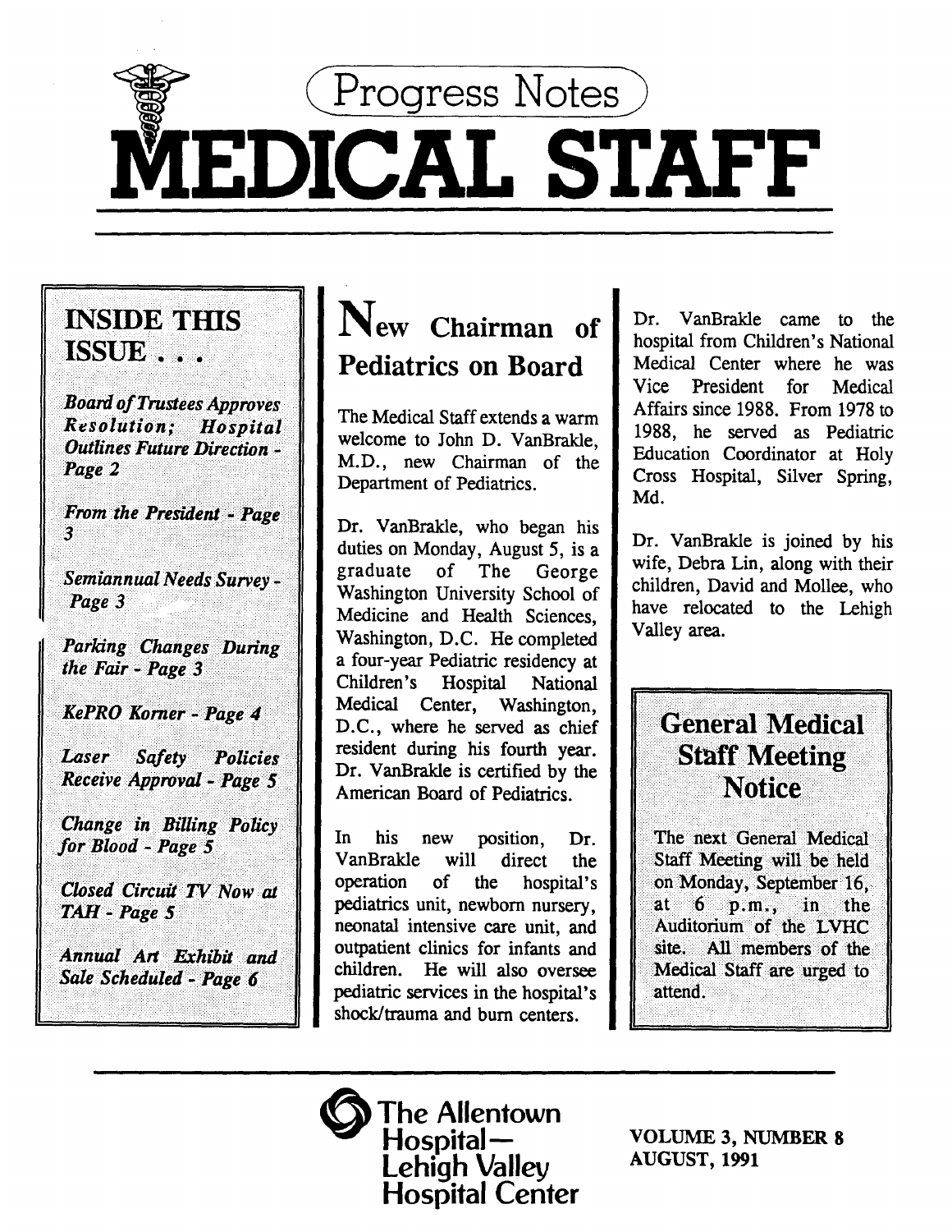# Progress Notes

# MEDICAL STAFF

## INSIDE THIS ISSUE . . .

*Board of Trustees Approves Resolution; Hospital Outlines Future Direction - Page 2*

*From the President - Page 3*

*Semiannual Needs Survey - Page 3*

*Parking Changes During the Fair - Page 3*

*KePRO Korner - Page 4*

*Laser Safety Policies Receive Approval - Page 5*

*Change in Billing Policy for Blood - Page 5*

*Closed Circuit TV Now at TAH - Page 5*

*Annual Art Exhibit and Sale Scheduled - Page 6*

## New Chairman of Pediatrics on Board

The Medical Staff extends a warm welcome to John D. VanBrakle, M.D., new Chairman of the Department of Pediatrics.

Dr. VanBrakle, who began his duties on Monday, August 5, is a graduate of The George Washington University School of Medicine and Health Sciences, Washington, D.C. He completed a four-year Pediatric residency at Children's Hospital National Medical Center, Washington, D.C., where he served as chief resident during his fourth year. Dr. VanBrakle is certified by the American Board of Pediatrics.

In his new position, Dr. VanBrakle will direct the operation of the hospital's pediatrics unit, newborn nursery, neonatal intensive care unit, and outpatient clinics for infants and children. He will also oversee pediatric services in the hospital's shock/trauma and burn centers.

Dr. VanBrakle came to the hospital from Children's National Medical Center where he was Vice President for Medical Affairs since 1988. From 1978 to 1988, he served as Pediatric Education Coordinator at Holy Cross Hospital, Silver Spring, Md.

Dr. VanBrakle is joined by his wife, Debra Lin, along with their children, David and Mollee, who have relocated to the Lehigh Valley area.

## General Medical Staff Meeting Notice

The next General Medical Staff Meeting will be held on Monday, September 16, at 6 p.m., in the Auditorium of the LVHC site. All members of the Medical Staff are urged to attend.

The Allentown Hospital— Lehigh Valley Hospital Center

VOLUME 3, NUMBER 8
AUGUST, 1991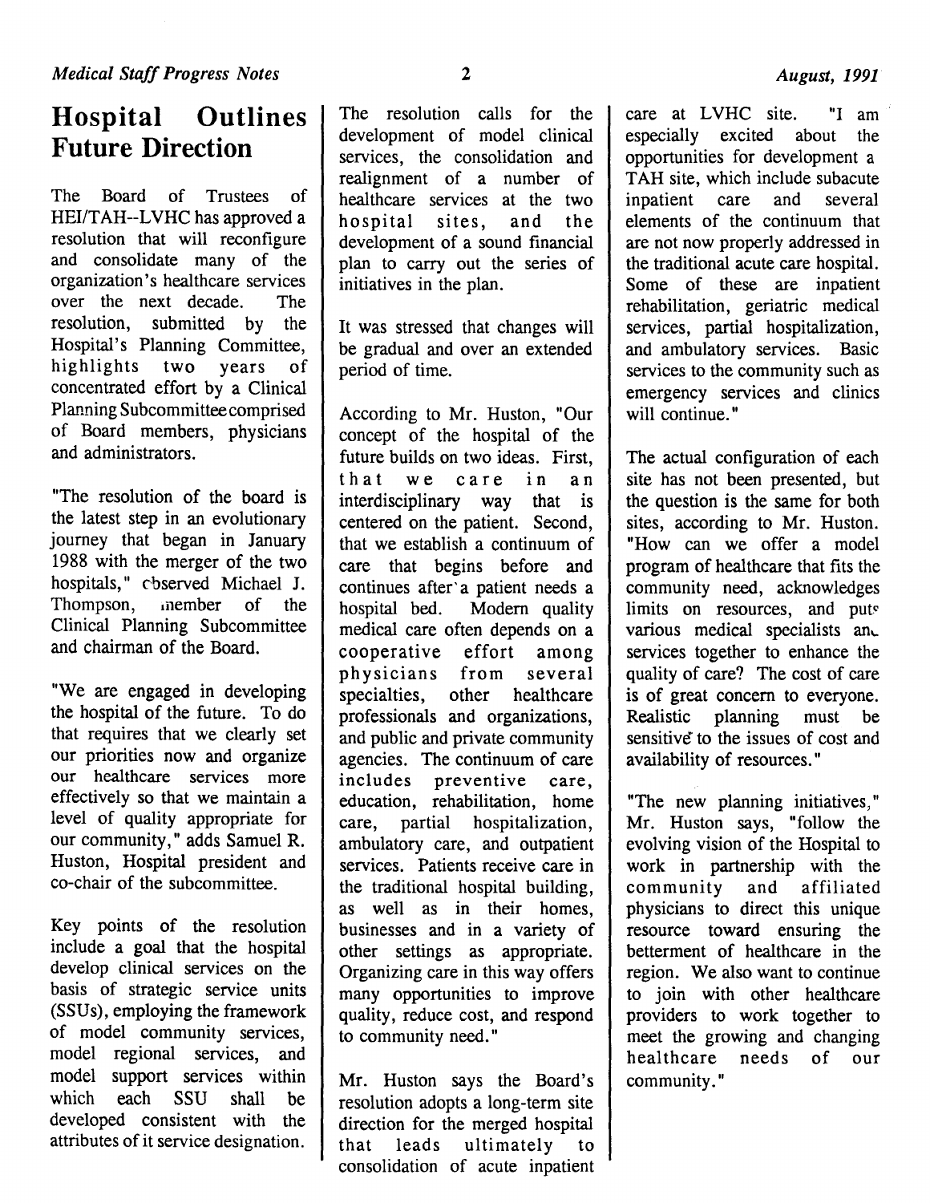## Hospital Outlines Future Direction

The Board of Trustees of HEI/TAH--LVHC has approved a resolution that will reconfigure and consolidate many of the organization's healthcare services over the next decade. The resolution, submitted by the Hospital's Planning Committee, highlights two years of concentrated effort by a Clinical Planning Subcommittee comprised of Board members, physicians and administrators.

"The resolution of the board is the latest step in an evolutionary journey that began in January 1988 with the merger of the two hospitals," observed Michael J. Thompson, member of the Clinical Planning Subcommittee and chairman of the Board.

"We are engaged in developing the hospital of the future. To do that requires that we clearly set our priorities now and organize our healthcare services more effectively so that we maintain a level of quality appropriate for our community," adds Samuel R. Huston, Hospital president and co-chair of the subcommittee.

Key points of the resolution include a goal that the hospital develop clinical services on the basis of strategic service units (SSUs), employing the framework of model community services, model regional services, and model support services within which each SSU shall be developed consistent with the attributes of it service designation.

The resolution calls for the development of model clinical services, the consolidation and realignment of a number of healthcare services at the two hospital sites, and the development of a sound financial plan to carry out the series of initiatives in the plan.

It was stressed that changes will be gradual and over an extended period of time.

According to Mr. Huston, "Our concept of the hospital of the future builds on two ideas. First, that we care in an interdisciplinary way that is centered on the patient. Second, that we establish a continuum of care that begins before and continues after a patient needs a hospital bed. Modern quality medical care often depends on a cooperative effort among physicians from several specialties, other healthcare professionals and organizations, and public and private community agencies. The continuum of care includes preventive care, education, rehabilitation, home care, partial hospitalization, ambulatory care, and outpatient services. Patients receive care in the traditional hospital building, as well as in their homes, businesses and in a variety of other settings as appropriate. Organizing care in this way offers many opportunities to improve quality, reduce cost, and respond to community need."

Mr. Huston says the Board's resolution adopts a long-term site direction for the merged hospital that leads ultimately to consolidation of acute inpatient care at LVHC site. "I am especially excited about the opportunities for development a TAH site, which include subacute inpatient care and several elements of the continuum that are not now properly addressed in the traditional acute care hospital. Some of these are inpatient rehabilitation, geriatric medical services, partial hospitalization, and ambulatory services. Basic services to the community such as emergency services and clinics will continue."

The actual configuration of each site has not been presented, but the question is the same for both sites, according to Mr. Huston. "How can we offer a model program of healthcare that fits the community need, acknowledges limits on resources, and puts various medical specialists and services together to enhance the quality of care? The cost of care is of great concern to everyone. Realistic planning must be sensitive to the issues of cost and availability of resources."

"The new planning initiatives," Mr. Huston says, "follow the evolving vision of the Hospital to work in partnership with the community and affiliated physicians to direct this unique resource toward ensuring the betterment of healthcare in the region. We also want to continue to join with other healthcare providers to work together to meet the growing and changing healthcare needs of our community."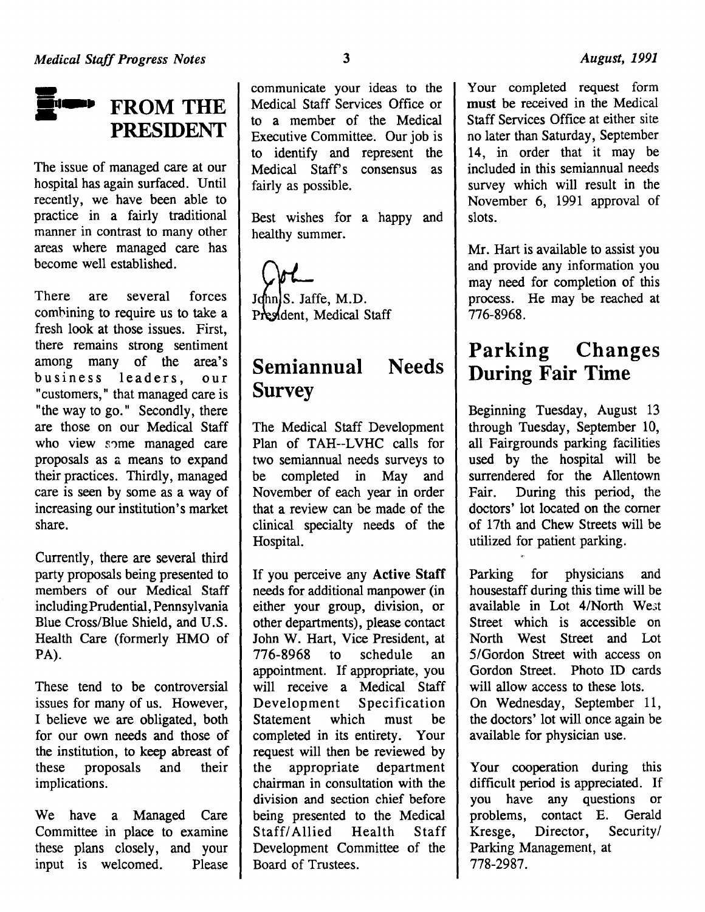## FROM THE PRESIDENT

The issue of managed care at our hospital has again surfaced. Until recently, we have been able to practice in a fairly traditional manner in contrast to many other areas where managed care has become well established.

There are several forces combining to require us to take a fresh look at those issues. First, there remains strong sentiment among many of the area's business leaders, our "customers," that managed care is "the way to go." Secondly, there are those on our Medical Staff who view some managed care proposals as a means to expand their practices. Thirdly, managed care is seen by some as a way of increasing our institution's market share.

Currently, there are several third party proposals being presented to members of our Medical Staff including Prudential, Pennsylvania Blue Cross/Blue Shield, and U.S. Health Care (formerly HMO of PA).

These tend to be controversial issues for many of us. However, I believe we are obligated, both for our own needs and those of the institution, to keep abreast of these proposals and their implications.

We have a Managed Care Committee in place to examine these plans closely, and your input is welcomed. Please communicate your ideas to the Medical Staff Services Office or to a member of the Medical Executive Committee. Our job is to identify and represent the Medical Staff's consensus as fairly as possible.

Best wishes for a happy and healthy summer.

John S. Jaffe, M.D.
President, Medical Staff

## Semiannual Needs Survey

The Medical Staff Development Plan of TAH--LVHC calls for two semiannual needs surveys to be completed in May and November of each year in order that a review can be made of the clinical specialty needs of the Hospital.

If you perceive any **Active Staff** needs for additional manpower (in either your group, division, or other departments), please contact John W. Hart, Vice President, at 776-8968 to schedule an appointment. If appropriate, you will receive a Medical Staff Development Specification Statement which must be completed in its entirety. Your request will then be reviewed by the appropriate department chairman in consultation with the division and section chief before being presented to the Medical Staff/Allied Health Staff Development Committee of the Board of Trustees.

Your completed request form **must** be received in the Medical Staff Services Office at either site no later than Saturday, September 14, in order that it may be included in this semiannual needs survey which will result in the November 6, 1991 approval of slots.

Mr. Hart is available to assist you and provide any information you may need for completion of this process. He may be reached at 776-8968.

## Parking Changes During Fair Time

Beginning Tuesday, August 13 through Tuesday, September 10, all Fairgrounds parking facilities used by the hospital will be surrendered for the Allentown Fair. During this period, the doctors' lot located on the corner of 17th and Chew Streets will be utilized for patient parking.

Parking for physicians and housestaff during this time will be available in Lot 4/North West Street which is accessible on North West Street and Lot 5/Gordon Street with access on Gordon Street. Photo ID cards will allow access to these lots. On Wednesday, September 11, the doctors' lot will once again be available for physician use.

Your cooperation during this difficult period is appreciated. If you have any questions or problems, contact E. Gerald Kresge, Director, Security/Parking Management, at 778-2987.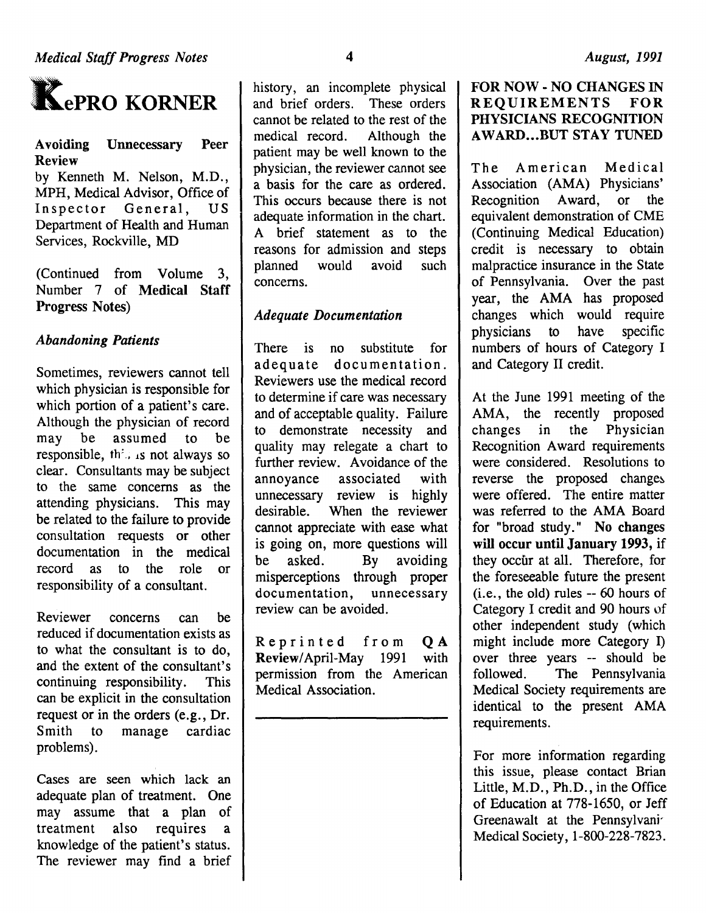# KePRO KORNER

## Avoiding Unnecessary Peer Review

by Kenneth M. Nelson, M.D., MPH, Medical Advisor, Office of Inspector General, US Department of Health and Human Services, Rockville, MD

(Continued from Volume 3, Number 7 of **Medical Staff Progress Notes**)

### *Abandoning Patients*

Sometimes, reviewers cannot tell which physician is responsible for which portion of a patient's care. Although the physician of record may be assumed to be responsible, this is not always so clear. Consultants may be subject to the same concerns as the attending physicians. This may be related to the failure to provide consultation requests or other documentation in the medical record as to the role or responsibility of a consultant.

Reviewer concerns can be reduced if documentation exists as to what the consultant is to do, and the extent of the consultant's continuing responsibility. This can be explicit in the consultation request or in the orders (e.g., Dr. Smith to manage cardiac problems).

Cases are seen which lack an adequate plan of treatment. One may assume that a plan of treatment also requires a knowledge of the patient's status. The reviewer may find a brief history, an incomplete physical and brief orders. These orders cannot be related to the rest of the medical record. Although the patient may be well known to the physician, the reviewer cannot see a basis for the care as ordered. This occurs because there is not adequate information in the chart. A brief statement as to the reasons for admission and steps planned would avoid such concerns.

### *Adequate Documentation*

There is no substitute for adequate documentation. Reviewers use the medical record to determine if care was necessary and of acceptable quality. Failure to demonstrate necessity and quality may relegate a chart to further review. Avoidance of the annoyance associated with unnecessary review is highly desirable. When the reviewer cannot appreciate with ease what is going on, more questions will be asked. By avoiding misperceptions through proper documentation, unnecessary review can be avoided.

Reprinted from **QA Review**/April-May 1991 with permission from the American Medical Association.

---

## FOR NOW - NO CHANGES IN REQUIREMENTS FOR PHYSICIANS RECOGNITION AWARD...BUT STAY TUNED

The American Medical Association (AMA) Physicians' Recognition Award, or the equivalent demonstration of CME (Continuing Medical Education) credit is necessary to obtain malpractice insurance in the State of Pennsylvania. Over the past year, the AMA has proposed changes which would require physicians to have specific numbers of hours of Category I and Category II credit.

At the June 1991 meeting of the AMA, the recently proposed changes in the Physician Recognition Award requirements were considered. Resolutions to reverse the proposed changes were offered. The entire matter was referred to the AMA Board for "broad study." **No changes will occur until January 1993,** if they occur at all. Therefore, for the foreseeable future the present (i.e., the old) rules -- 60 hours of Category I credit and 90 hours of other independent study (which might include more Category I) over three years -- should be followed. The Pennsylvania Medical Society requirements are identical to the present AMA requirements.

For more information regarding this issue, please contact Brian Little, M.D., Ph.D., in the Office of Education at 778-1650, or Jeff Greenawalt at the Pennsylvania Medical Society, 1-800-228-7823.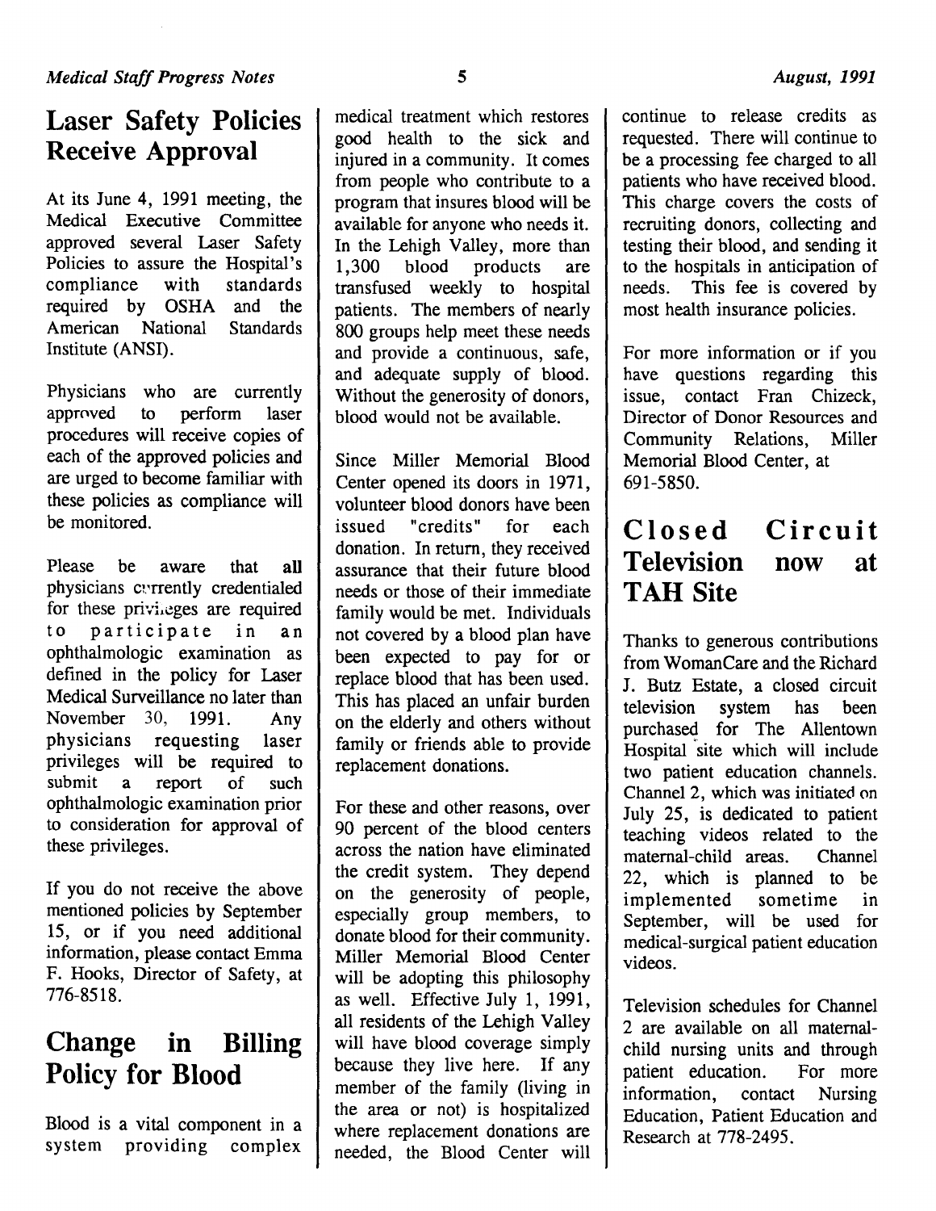## Laser Safety Policies Receive Approval

At its June 4, 1991 meeting, the Medical Executive Committee approved several Laser Safety Policies to assure the Hospital's compliance with standards required by OSHA and the American National Standards Institute (ANSI).

Physicians who are currently approved to perform laser procedures will receive copies of each of the approved policies and are urged to become familiar with these policies as compliance will be monitored.

Please be aware that **all** physicians currently credentialed for these privileges are required to participate in an ophthalmologic examination as defined in the policy for Laser Medical Surveillance no later than November 30, 1991. Any physicians requesting laser privileges will be required to submit a report of such ophthalmologic examination prior to consideration for approval of these privileges.

If you do not receive the above mentioned policies by September 15, or if you need additional information, please contact Emma F. Hooks, Director of Safety, at 776-8518.

## Change in Billing Policy for Blood

Blood is a vital component in a system providing complex medical treatment which restores good health to the sick and injured in a community. It comes from people who contribute to a program that insures blood will be available for anyone who needs it. In the Lehigh Valley, more than 1,300 blood products are transfused weekly to hospital patients. The members of nearly 800 groups help meet these needs and provide a continuous, safe, and adequate supply of blood. Without the generosity of donors, blood would not be available.

Since Miller Memorial Blood Center opened its doors in 1971, volunteer blood donors have been issued "credits" for each donation. In return, they received assurance that their future blood needs or those of their immediate family would be met. Individuals not covered by a blood plan have been expected to pay for or replace blood that has been used. This has placed an unfair burden on the elderly and others without family or friends able to provide replacement donations.

For these and other reasons, over 90 percent of the blood centers across the nation have eliminated the credit system. They depend on the generosity of people, especially group members, to donate blood for their community. Miller Memorial Blood Center will be adopting this philosophy as well. Effective July 1, 1991, all residents of the Lehigh Valley will have blood coverage simply because they live here. If any member of the family (living in the area or not) is hospitalized where replacement donations are needed, the Blood Center will continue to release credits as requested. There will continue to be a processing fee charged to all patients who have received blood. This charge covers the costs of recruiting donors, collecting and testing their blood, and sending it to the hospitals in anticipation of needs. This fee is covered by most health insurance policies.

For more information or if you have questions regarding this issue, contact Fran Chizeck, Director of Donor Resources and Community Relations, Miller Memorial Blood Center, at 691-5850.

## Closed Circuit Television now at TAH Site

Thanks to generous contributions from WomanCare and the Richard J. Butz Estate, a closed circuit television system has been purchased for The Allentown Hospital site which will include two patient education channels. Channel 2, which was initiated on July 25, is dedicated to patient teaching videos related to the maternal-child areas. Channel 22, which is planned to be implemented sometime in September, will be used for medical-surgical patient education videos.

Television schedules for Channel 2 are available on all maternal-child nursing units and through patient education. For more information, contact Nursing Education, Patient Education and Research at 778-2495.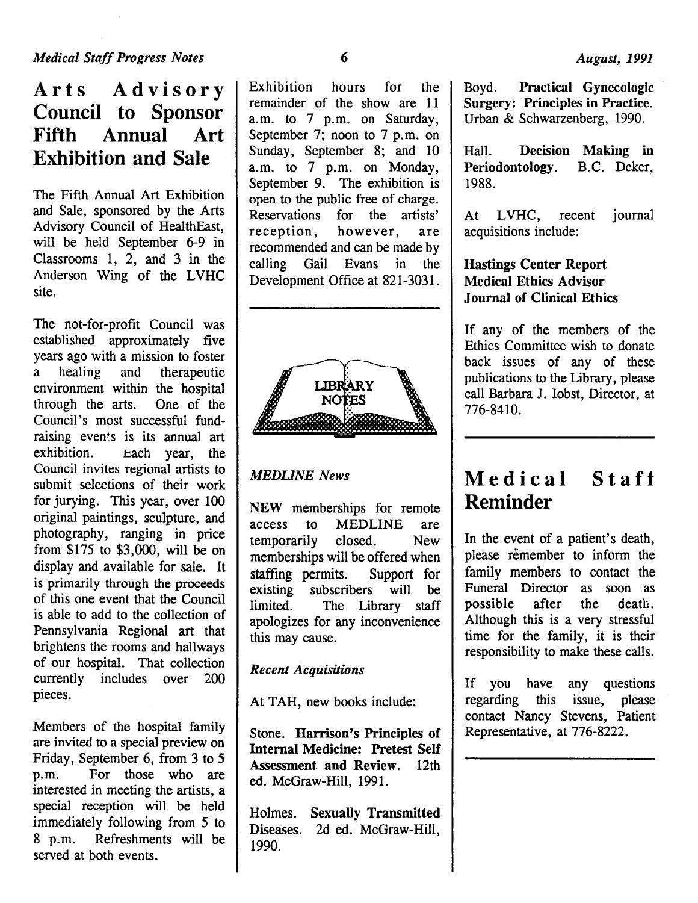# Arts Advisory Council to Sponsor Fifth Annual Art Exhibition and Sale

The Fifth Annual Art Exhibition and Sale, sponsored by the Arts Advisory Council of HealthEast, will be held September 6-9 in Classrooms 1, 2, and 3 in the Anderson Wing of the LVHC site.

The not-for-profit Council was established approximately five years ago with a mission to foster a healing and therapeutic environment within the hospital through the arts. One of the Council's most successful fund-raising events is its annual art exhibition. Each year, the Council invites regional artists to submit selections of their work for jurying. This year, over 100 original paintings, sculpture, and photography, ranging in price from $175 to $3,000, will be on display and available for sale. It is primarily through the proceeds of this one event that the Council is able to add to the collection of Pennsylvania Regional art that brightens the rooms and hallways of our hospital. That collection currently includes over 200 pieces.

Members of the hospital family are invited to a special preview on Friday, September 6, from 3 to 5 p.m. For those who are interested in meeting the artists, a special reception will be held immediately following from 5 to 8 p.m. Refreshments will be served at both events.

Exhibition hours for the remainder of the show are 11 a.m. to 7 p.m. on Saturday, September 7; noon to 7 p.m. on Sunday, September 8; and 10 a.m. to 7 p.m. on Monday, September 9. The exhibition is open to the public free of charge. Reservations for the artists' reception, however, are recommended and can be made by calling Gail Evans in the Development Office at 821-3031.

---

# Library Notes

### *MEDLINE News*

**NEW** memberships for remote access to MEDLINE are temporarily closed. New memberships will be offered when staffing permits. Support for existing subscribers will be limited. The Library staff apologizes for any inconvenience this may cause.

### *Recent Acquisitions*

At TAH, new books include:

Stone. **Harrison's Principles of Internal Medicine: Pretest Self Assessment and Review.** 12th ed. McGraw-Hill, 1991.

Holmes. **Sexually Transmitted Diseases.** 2d ed. McGraw-Hill, 1990.

Boyd. **Practical Gynecologic Surgery: Principles in Practice.** Urban & Schwarzenberg, 1990.

Hall. **Decision Making in Periodontology.** B.C. Deker, 1988.

At LVHC, recent journal acquisitions include:

**Hastings Center Report**
**Medical Ethics Advisor**
**Journal of Clinical Ethics**

If any of the members of the Ethics Committee wish to donate back issues of any of these publications to the Library, please call Barbara J. Iobst, Director, at 776-8410.

---

# Medical Staff Reminder

In the event of a patient's death, please remember to inform the family members to contact the Funeral Director as soon as possible after the death. Although this is a very stressful time for the family, it is their responsibility to make these calls.

If you have any questions regarding this issue, please contact Nancy Stevens, Patient Representative, at 776-8222.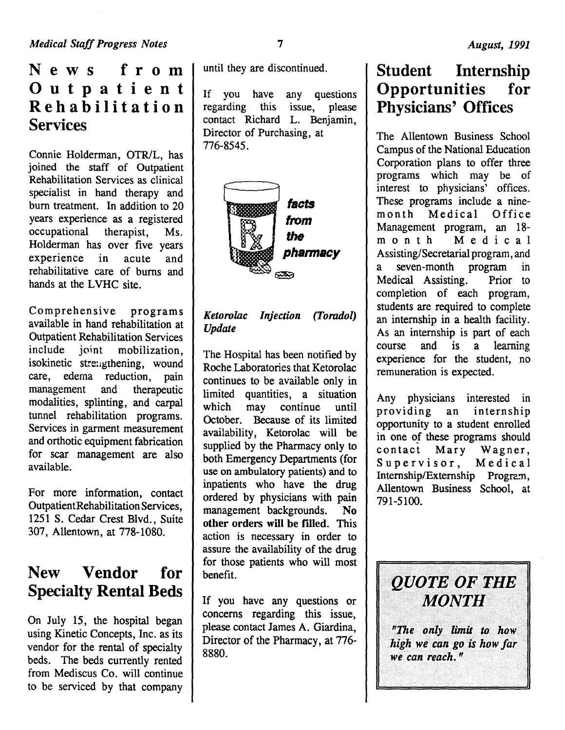## News from Outpatient Rehabilitation Services

Connie Holderman, OTR/L, has joined the staff of Outpatient Rehabilitation Services as clinical specialist in hand therapy and burn treatment. In addition to 20 years experience as a registered occupational therapist, Ms. Holderman has over five years experience in acute and rehabilitative care of burns and hands at the LVHC site.

Comprehensive programs available in hand rehabilitation at Outpatient Rehabilitation Services include joint mobilization, isokinetic strengthening, wound care, edema reduction, pain management and therapeutic modalities, splinting, and carpal tunnel rehabilitation programs. Services in garment measurement and orthotic equipment fabrication for scar management are also available.

For more information, contact Outpatient Rehabilitation Services, 1251 S. Cedar Crest Blvd., Suite 307, Allentown, at 778-1080.

## New Vendor for Specialty Rental Beds

On July 15, the hospital began using Kinetic Concepts, Inc. as its vendor for the rental of specialty beds. The beds currently rented from Mediscus Co. will continue to be serviced by that company until they are discontinued.

If you have any questions regarding this issue, please contact Richard L. Benjamin, Director of Purchasing, at 776-8545.

**facts from the pharmacy**

*Ketorolac Injection (Toradol) Update*

The Hospital has been notified by Roche Laboratories that Ketorolac continues to be available only in limited quantities, a situation which may continue until October. Because of its limited availability, Ketorolac will be supplied by the Pharmacy only to both Emergency Departments (for use on ambulatory patients) and to inpatients who have the drug ordered by physicians with pain management backgrounds. **No other orders will be filled.** This action is necessary in order to assure the availability of the drug for those patients who will most benefit.

If you have any questions or concerns regarding this issue, please contact James A. Giardina, Director of the Pharmacy, at 776-8880.

## Student Internship Opportunities for Physicians' Offices

The Allentown Business School Campus of the National Education Corporation plans to offer three programs which may be of interest to physicians' offices. These programs include a nine-month Medical Office Management program, an 18-month Medical Assisting/Secretarial program, and a seven-month program in Medical Assisting. Prior to completion of each program, students are required to complete an internship in a health facility. As an internship is part of each course and is a learning experience for the student, no remuneration is expected.

Any physicians interested in providing an internship opportunity to a student enrolled in one of these programs should contact Mary Wagner, Supervisor, Medical Internship/Externship Program, Allentown Business School, at 791-5100.

### *QUOTE OF THE MONTH*

*"The only limit to how high we can go is how far we can reach."*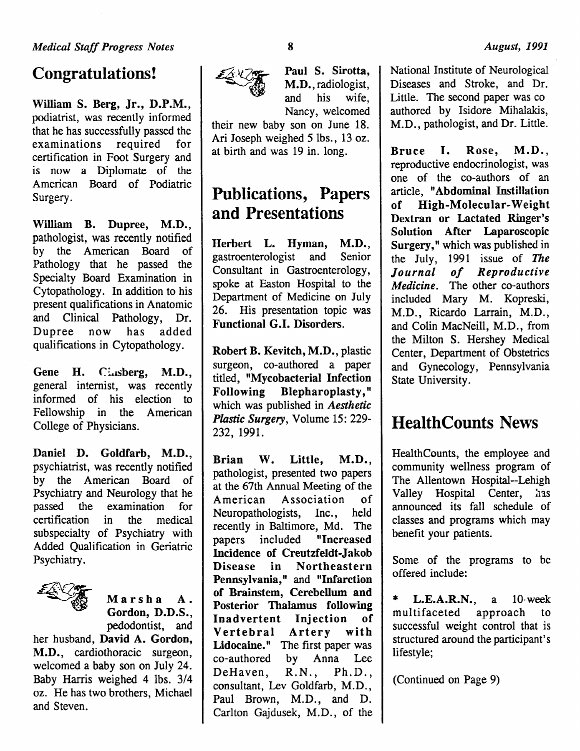## Congratulations!

**William S. Berg, Jr., D.P.M.**, podiatrist, was recently informed that he has successfully passed the examinations required for certification in Foot Surgery and is now a Diplomate of the American Board of Podiatric Surgery.

**William B. Dupree, M.D.**, pathologist, was recently notified by the American Board of Pathology that he passed the Specialty Board Examination in Cytopathology. In addition to his present qualifications in Anatomic and Clinical Pathology, Dr. Dupree now has added qualifications in Cytopathology.

**Gene H. Ginsberg, M.D.**, general internist, was recently informed of his election to Fellowship in the American College of Physicians.

**Daniel D. Goldfarb, M.D.**, psychiatrist, was recently notified by the American Board of Psychiatry and Neurology that he passed the examination for certification in the medical subspecialty of Psychiatry with Added Qualification in Geriatric Psychiatry.

**Marsha A. Gordon, D.D.S.**, pedodontist, and her husband, **David A. Gordon, M.D.**, cardiothoracic surgeon, welcomed a baby son on July 24. Baby Harris weighed 4 lbs. 3/4 oz. He has two brothers, Michael and Steven.

**Paul S. Sirotta, M.D.**, radiologist, and his wife, Nancy, welcomed their new baby son on June 18. Ari Joseph weighed 5 lbs., 13 oz. at birth and was 19 in. long.

## Publications, Papers and Presentations

**Herbert L. Hyman, M.D.**, gastroenterologist and Senior Consultant in Gastroenterology, spoke at Easton Hospital to the Department of Medicine on July 26. His presentation topic was **Functional G.I. Disorders**.

**Robert B. Kevitch, M.D.**, plastic surgeon, co-authored a paper titled, **"Mycobacterial Infection Following Blepharoplasty,"** which was published in *Aesthetic Plastic Surgery*, Volume 15: 229-232, 1991.

**Brian W. Little, M.D.**, pathologist, presented two papers at the 67th Annual Meeting of the American Association of Neuropathologists, Inc., held recently in Baltimore, Md. The papers included **"Increased Incidence of Creutzfeldt-Jakob Disease in Northeastern Pennsylvania,"** and **"Infarction of Brainstem, Cerebellum and Posterior Thalamus following Inadvertent Injection of Vertebral Artery with Lidocaine."** The first paper was co-authored by Anna Lee DeHaven, R.N., Ph.D., consultant, Lev Goldfarb, M.D., Paul Brown, M.D., and D. Carlton Gajdusek, M.D., of the National Institute of Neurological Diseases and Stroke, and Dr. Little. The second paper was co authored by Isidore Mihalakis, M.D., pathologist, and Dr. Little.

**Bruce I. Rose, M.D.**, reproductive endocrinologist, was one of the co-authors of an article, **"Abdominal Instillation of High-Molecular-Weight Dextran or Lactated Ringer's Solution After Laparoscopic Surgery,"** which was published in the July, 1991 issue of ***The Journal of Reproductive Medicine***. The other co-authors included Mary M. Kopreski, M.D., Ricardo Larrain, M.D., and Colin MacNeill, M.D., from the Milton S. Hershey Medical Center, Department of Obstetrics and Gynecology, Pennsylvania State University.

## HealthCounts News

HealthCounts, the employee and community wellness program of The Allentown Hospital--Lehigh Valley Hospital Center, has announced its fall schedule of classes and programs which may benefit your patients.

Some of the programs to be offered include:

* **L.E.A.R.N.**, a 10-week multifaceted approach to successful weight control that is structured around the participant's lifestyle;

(Continued on Page 9)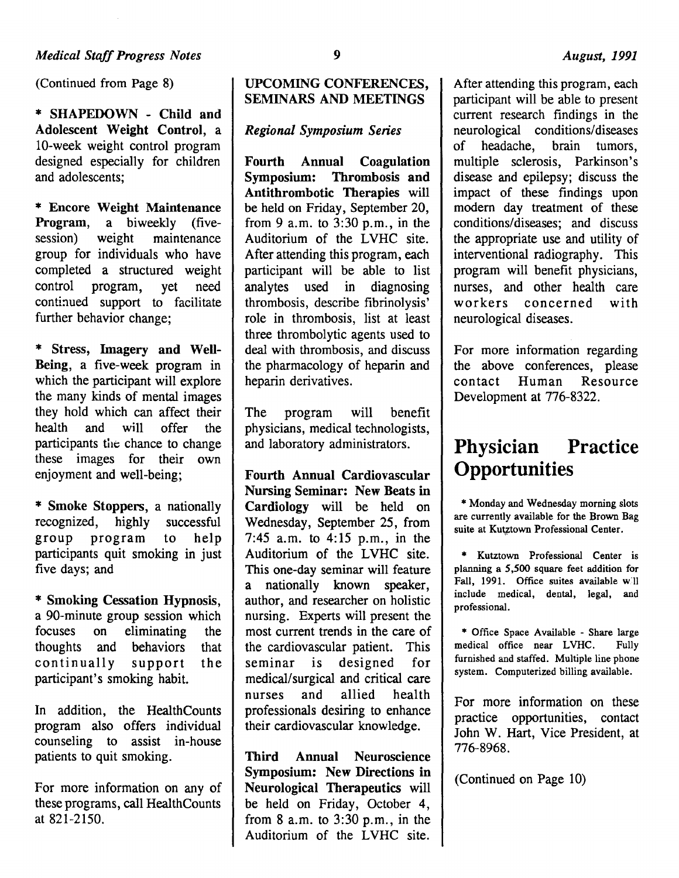(Continued from Page 8)

* **SHAPEDOWN - Child and Adolescent Weight Control**, a 10-week weight control program designed especially for children and adolescents;

* **Encore Weight Maintenance Program**, a biweekly (five-session) weight maintenance group for individuals who have completed a structured weight control program, yet need continued support to facilitate further behavior change;

* **Stress, Imagery and Well-Being**, a five-week program in which the participant will explore the many kinds of mental images they hold which can affect their health and will offer the participants the chance to change these images for their own enjoyment and well-being;

* **Smoke Stoppers**, a nationally recognized, highly successful group program to help participants quit smoking in just five days; and

* **Smoking Cessation Hypnosis**, a 90-minute group session which focuses on eliminating the thoughts and behaviors that continually support the participant's smoking habit.

In addition, the HealthCounts program also offers individual counseling to assist in-house patients to quit smoking.

For more information on any of these programs, call HealthCounts at 821-2150.

## UPCOMING CONFERENCES, SEMINARS AND MEETINGS

*Regional Symposium Series*

**Fourth Annual Coagulation Symposium: Thrombosis and Antithrombotic Therapies** will be held on Friday, September 20, from 9 a.m. to 3:30 p.m., in the Auditorium of the LVHC site. After attending this program, each participant will be able to list analytes used in diagnosing thrombosis, describe fibrinolysis' role in thrombosis, list at least three thrombolytic agents used to deal with thrombosis, and discuss the pharmacology of heparin and heparin derivatives.

The program will benefit physicians, medical technologists, and laboratory administrators.

**Fourth Annual Cardiovascular Nursing Seminar: New Beats in Cardiology** will be held on Wednesday, September 25, from 7:45 a.m. to 4:15 p.m., in the Auditorium of the LVHC site. This one-day seminar will feature a nationally known speaker, author, and researcher on holistic nursing. Experts will present the most current trends in the care of the cardiovascular patient. This seminar is designed for medical/surgical and critical care nurses and allied health professionals desiring to enhance their cardiovascular knowledge.

**Third Annual Neuroscience Symposium: New Directions in Neurological Therapeutics** will be held on Friday, October 4, from 8 a.m. to 3:30 p.m., in the Auditorium of the LVHC site. After attending this program, each participant will be able to present current research findings in the neurological conditions/diseases of headache, brain tumors, multiple sclerosis, Parkinson's disease and epilepsy; discuss the impact of these findings upon modern day treatment of these conditions/diseases; and discuss the appropriate use and utility of interventional radiography. This program will benefit physicians, nurses, and other health care workers concerned with neurological diseases.

For more information regarding the above conferences, please contact Human Resource Development at 776-8322.

# Physician Practice Opportunities

* Monday and Wednesday morning slots are currently available for the Brown Bag suite at Kutztown Professional Center.

* Kutztown Professional Center is planning a 5,500 square feet addition for Fall, 1991. Office suites available will include medical, dental, legal, and professional.

* Office Space Available - Share large medical office near LVHC. Fully furnished and staffed. Multiple line phone system. Computerized billing available.

For more information on these practice opportunities, contact John W. Hart, Vice President, at 776-8968.

(Continued on Page 10)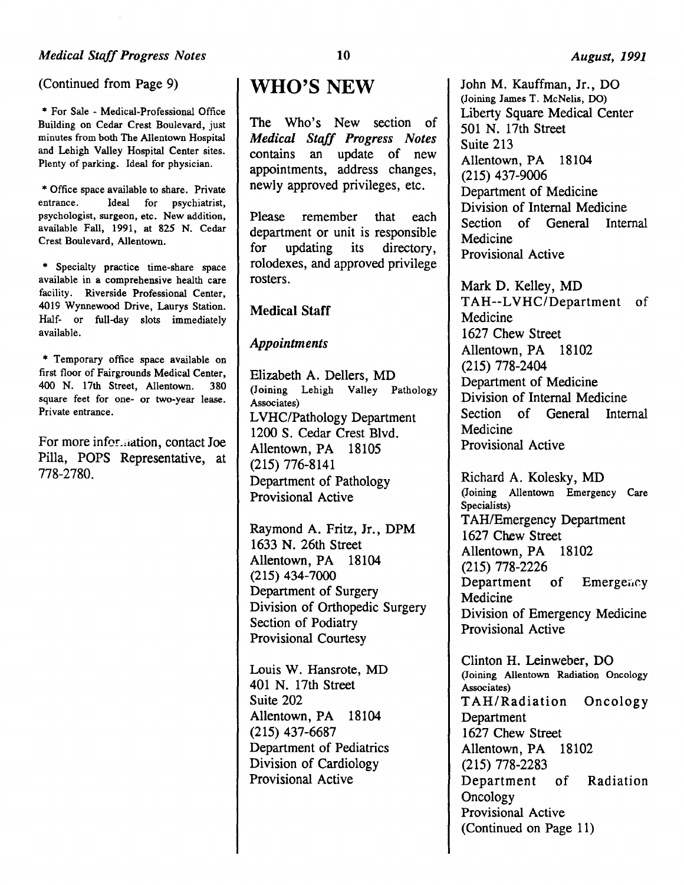(Continued from Page 9)

* For Sale - Medical-Professional Office Building on Cedar Crest Boulevard, just minutes from both The Allentown Hospital and Lehigh Valley Hospital Center sites. Plenty of parking. Ideal for physician.

* Office space available to share. Private entrance. Ideal for psychiatrist, psychologist, surgeon, etc. New addition, available Fall, 1991, at 825 N. Cedar Crest Boulevard, Allentown.

* Specialty practice time-share space available in a comprehensive health care facility. Riverside Professional Center, 4019 Wynnewood Drive, Laurys Station. Half- or full-day slots immediately available.

* Temporary office space available on first floor of Fairgrounds Medical Center, 400 N. 17th Street, Allentown. 380 square feet for one- or two-year lease. Private entrance.

For more information, contact Joe Pilla, POPS Representative, at 778-2780.

# WHO'S NEW

The Who's New section of *Medical Staff Progress Notes* contains an update of new appointments, address changes, newly approved privileges, etc.

Please remember that each department or unit is responsible for updating its directory, rolodexes, and approved privilege rosters.

## Medical Staff

### *Appointments*

Elizabeth A. Dellers, MD
(Joining Lehigh Valley Pathology Associates)
LVHC/Pathology Department
1200 S. Cedar Crest Blvd.
Allentown, PA 18105
(215) 776-8141
Department of Pathology
Provisional Active

Raymond A. Fritz, Jr., DPM
1633 N. 26th Street
Allentown, PA 18104
(215) 434-7000
Department of Surgery
Division of Orthopedic Surgery
Section of Podiatry
Provisional Courtesy

Louis W. Hansrote, MD
401 N. 17th Street
Suite 202
Allentown, PA 18104
(215) 437-6687
Department of Pediatrics
Division of Cardiology
Provisional Active

John M. Kauffman, Jr., DO
(Joining James T. McNelis, DO)
Liberty Square Medical Center
501 N. 17th Street
Suite 213
Allentown, PA 18104
(215) 437-9006
Department of Medicine
Division of Internal Medicine
Section of General Internal Medicine
Provisional Active

Mark D. Kelley, MD
TAH--LVHC/Department of Medicine
1627 Chew Street
Allentown, PA 18102
(215) 778-2404
Department of Medicine
Division of Internal Medicine
Section of General Internal Medicine
Provisional Active

Richard A. Kolesky, MD
(Joining Allentown Emergency Care Specialists)
TAH/Emergency Department
1627 Chew Street
Allentown, PA 18102
(215) 778-2226
Department of Emergency Medicine
Division of Emergency Medicine
Provisional Active

Clinton H. Leinweber, DO
(Joining Allentown Radiation Oncology Associates)
TAH/Radiation Oncology Department
1627 Chew Street
Allentown, PA 18102
(215) 778-2283
Department of Radiation Oncology
Provisional Active
(Continued on Page 11)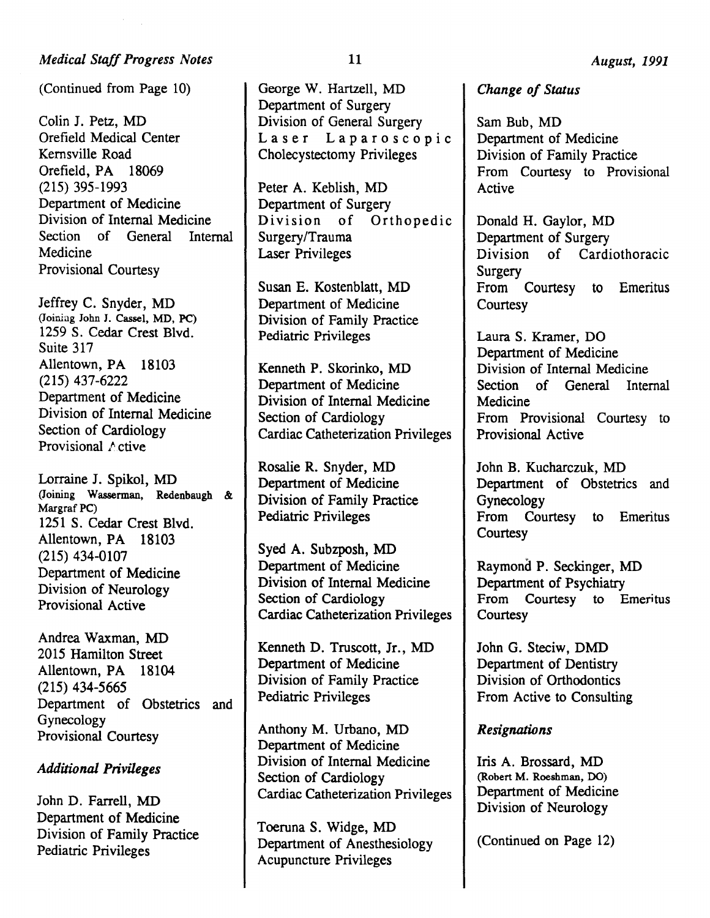(Continued from Page 10)

Colin J. Petz, MD
Orefield Medical Center
Kernsville Road
Orefield, PA 18069
(215) 395-1993
Department of Medicine
Division of Internal Medicine
Section of General Internal Medicine
Provisional Courtesy

Jeffrey C. Snyder, MD
(Joining John J. Cassel, MD, PC)
1259 S. Cedar Crest Blvd.
Suite 317
Allentown, PA 18103
(215) 437-6222
Department of Medicine
Division of Internal Medicine
Section of Cardiology
Provisional Active

Lorraine J. Spikol, MD
(Joining Wasserman, Redenbaugh & Margraf PC)
1251 S. Cedar Crest Blvd.
Allentown, PA 18103
(215) 434-0107
Department of Medicine
Division of Neurology
Provisional Active

Andrea Waxman, MD
2015 Hamilton Street
Allentown, PA 18104
(215) 434-5665
Department of Obstetrics and Gynecology
Provisional Courtesy

*Additional Privileges*

John D. Farrell, MD
Department of Medicine
Division of Family Practice
Pediatric Privileges

George W. Hartzell, MD
Department of Surgery
Division of General Surgery
Laser Laparoscopic Cholecystectomy Privileges

Peter A. Keblish, MD
Department of Surgery
Division of Orthopedic Surgery/Trauma
Laser Privileges

Susan E. Kostenblatt, MD
Department of Medicine
Division of Family Practice
Pediatric Privileges

Kenneth P. Skorinko, MD
Department of Medicine
Division of Internal Medicine
Section of Cardiology
Cardiac Catheterization Privileges

Rosalie R. Snyder, MD
Department of Medicine
Division of Family Practice
Pediatric Privileges

Syed A. Subzposh, MD
Department of Medicine
Division of Internal Medicine
Section of Cardiology
Cardiac Catheterization Privileges

Kenneth D. Truscott, Jr., MD
Department of Medicine
Division of Family Practice
Pediatric Privileges

Anthony M. Urbano, MD
Department of Medicine
Division of Internal Medicine
Section of Cardiology
Cardiac Catheterization Privileges

Toeruna S. Widge, MD
Department of Anesthesiology
Acupuncture Privileges

*Change of Status*

Sam Bub, MD
Department of Medicine
Division of Family Practice
From Courtesy to Provisional Active

Donald H. Gaylor, MD
Department of Surgery
Division of Cardiothoracic Surgery
From Courtesy to Emeritus Courtesy

Laura S. Kramer, DO
Department of Medicine
Division of Internal Medicine
Section of General Internal Medicine
From Provisional Courtesy to Provisional Active

John B. Kucharczuk, MD
Department of Obstetrics and Gynecology
From Courtesy to Emeritus Courtesy

Raymond P. Seckinger, MD
Department of Psychiatry
From Courtesy to Emeritus Courtesy

John G. Steciw, DMD
Department of Dentistry
Division of Orthodontics
From Active to Consulting

*Resignations*

Iris A. Brossard, MD
(Robert M. Roeshman, DO)
Department of Medicine
Division of Neurology

(Continued on Page 12)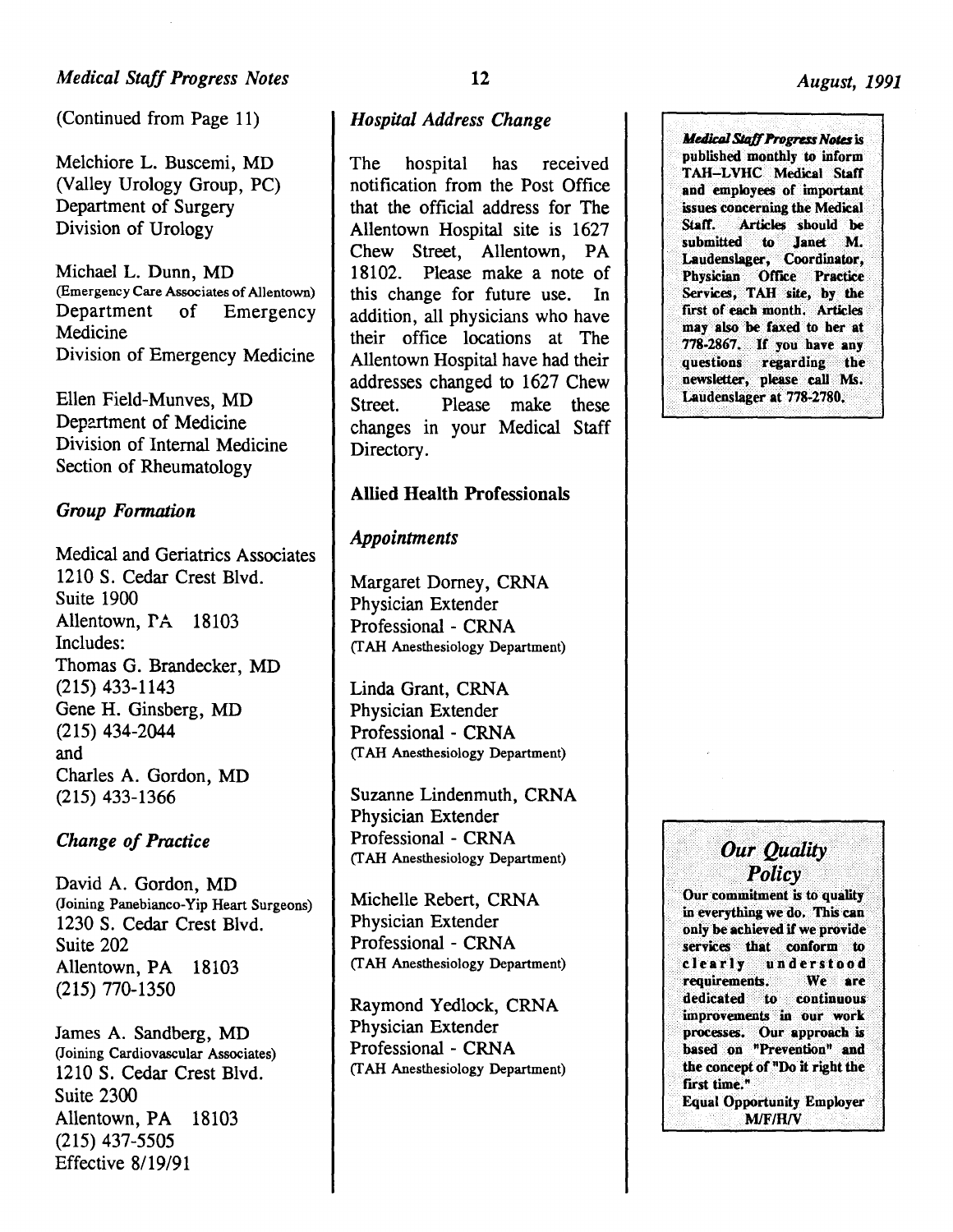(Continued from Page 11)

Melchiore L. Buscemi, MD
(Valley Urology Group, PC)
Department of Surgery
Division of Urology

Michael L. Dunn, MD
(Emergency Care Associates of Allentown)
Department of Emergency Medicine
Division of Emergency Medicine

Ellen Field-Munves, MD
Department of Medicine
Division of Internal Medicine
Section of Rheumatology

### *Group Formation*

Medical and Geriatrics Associates
1210 S. Cedar Crest Blvd.
Suite 1900
Allentown, PA 18103
Includes:
Thomas G. Brandecker, MD
(215) 433-1143
Gene H. Ginsberg, MD
(215) 434-2044
and
Charles A. Gordon, MD
(215) 433-1366

### *Change of Practice*

David A. Gordon, MD
(Joining Panebianco-Yip Heart Surgeons)
1230 S. Cedar Crest Blvd.
Suite 202
Allentown, PA 18103
(215) 770-1350

James A. Sandberg, MD
(Joining Cardiovascular Associates)
1210 S. Cedar Crest Blvd.
Suite 2300
Allentown, PA 18103
(215) 437-5505
Effective 8/19/91

### *Hospital Address Change*

The hospital has received notification from the Post Office that the official address for The Allentown Hospital site is 1627 Chew Street, Allentown, PA 18102. Please make a note of this change for future use. In addition, all physicians who have their office locations at The Allentown Hospital have had their addresses changed to 1627 Chew Street. Please make these changes in your Medical Staff Directory.

## Allied Health Professionals

### *Appointments*

Margaret Dorney, CRNA
Physician Extender
Professional - CRNA
(TAH Anesthesiology Department)

Linda Grant, CRNA
Physician Extender
Professional - CRNA
(TAH Anesthesiology Department)

Suzanne Lindenmuth, CRNA
Physician Extender
Professional - CRNA
(TAH Anesthesiology Department)

Michelle Rebert, CRNA
Physician Extender
Professional - CRNA
(TAH Anesthesiology Department)

Raymond Yedlock, CRNA
Physician Extender
Professional - CRNA
(TAH Anesthesiology Department)

***Medical Staff Progress Notes*** **is published monthly to inform TAH–LVHC Medical Staff and employees of important issues concerning the Medical Staff. Articles should be submitted to Janet M. Laudenslager, Coordinator, Physician Office Practice Services, TAH site, by the first of each month. Articles may also be faxed to her at 778-2867. If you have any questions regarding the newsletter, please call Ms. Laudenslager at 778-2780.**

### *Our Quality Policy*

**Our commitment is to quality in everything we do. This can only be achieved if we provide services that conform to clearly understood requirements. We are dedicated to continuous improvements in our work processes. Our approach is based on "Prevention" and the concept of "Do it right the first time."**

**Equal Opportunity Employer M/F/H/V**